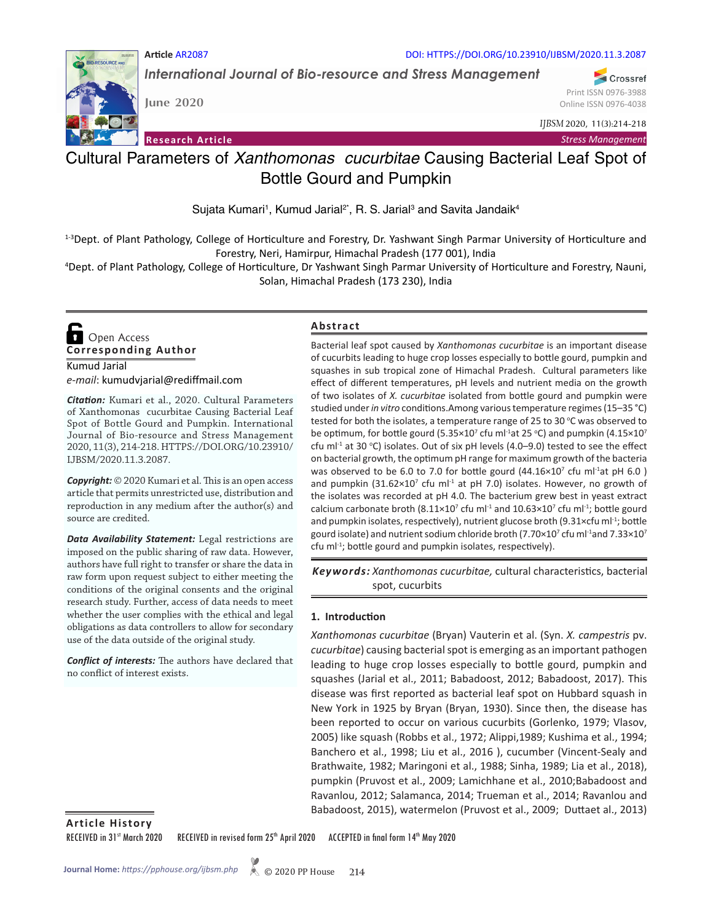Article AR2087

DOI: HTTPS://DOI.ORG/10.23910/IJBSM/2020.11.3.2087

*International Journal of Bio-resource and Stress Management*

June 2020

Print ISSN 0976-3988
Online ISSN 0976-4038

Research Article

*Stress Management*

# Cultural Parameters of *Xanthomonas cucurbitae* Causing Bacterial Leaf Spot of Bottle Gourd and Pumpkin

Sujata Kumari[1], Kumud Jarial[2*], R. S. Jarial[3] and Savita Jandaik[4]

[1-3]Dept. of Plant Pathology, College of Horticulture and Forestry, Dr. Yashwant Singh Parmar University of Horticulture and Forestry, Neri, Hamirpur, Himachal Pradesh (177 001), India

[4]Dept. of Plant Pathology, College of Horticulture, Dr Yashwant Singh Parmar University of Horticulture and Forestry, Nauni, Solan, Himachal Pradesh (173 230), India

Open Access

**Corresponding Author**

Kumud Jarial

*e-mail*: kumudvjarial@rediffmail.com

***Citation:*** Kumari et al., 2020. Cultural Parameters of Xanthomonas cucurbitae Causing Bacterial Leaf Spot of Bottle Gourd and Pumpkin. International Journal of Bio-resource and Stress Management 2020, 11(3), 214-218. HTTPS://DOI.ORG/10.23910/IJBSM/2020.11.3.2087.

***Copyright:*** © 2020 Kumari et al. This is an open access article that permits unrestricted use, distribution and reproduction in any medium after the author(s) and source are credited.

***Data Availability Statement:*** Legal restrictions are imposed on the public sharing of raw data. However, authors have full right to transfer or share the data in raw form upon request subject to either meeting the conditions of the original consents and the original research study. Further, access of data needs to meet whether the user complies with the ethical and legal obligations as data controllers to allow for secondary use of the data outside of the original study.

***Conflict of interests:*** The authors have declared that no conflict of interest exists.

## Abstract

Bacterial leaf spot caused by *Xanthomonas cucurbitae* is an important disease of cucurbits leading to huge crop losses especially to bottle gourd, pumpkin and squashes in sub tropical zone of Himachal Pradesh. Cultural parameters like effect of different temperatures, pH levels and nutrient media on the growth of two isolates of *X. cucurbitae* isolated from bottle gourd and pumpkin were studied under *in vitro* conditions.Among various temperature regimes (15–35 °C) tested for both the isolates, a temperature range of 25 to 30 °C was observed to be optimum, for bottle gourd ($5.35\times10^7$ cfu ml$^{-1}$at 25 °C) and pumpkin ($4.15\times10^7$ cfu ml$^{-1}$ at 30 °C) isolates. Out of six pH levels (4.0–9.0) tested to see the effect on bacterial growth, the optimum pH range for maximum growth of the bacteria was observed to be 6.0 to 7.0 for bottle gourd ($44.16\times10^7$ cfu ml$^{-1}$at pH 6.0 ) and pumpkin ($31.62\times10^7$ cfu ml$^{-1}$ at pH 7.0) isolates. However, no growth of the isolates was recorded at pH 4.0. The bacterium grew best in yeast extract calcium carbonate broth ($8.11\times10^7$ cfu ml$^{-1}$ and $10.63\times10^7$ cfu ml$^{-1}$; bottle gourd and pumpkin isolates, respectively), nutrient glucose broth ($9.31\times$cfu ml$^{-1}$; bottle gourd isolate) and nutrient sodium chloride broth ($7.70\times10^7$ cfu ml$^{-1}$and $7.33\times10^7$ cfu ml$^{-1}$; bottle gourd and pumpkin isolates, respectively).

***Keywords:*** *Xanthomonas cucurbitae,* cultural characteristics, bacterial spot, cucurbits

## 1. Introduction

*Xanthomonas cucurbitae* (Bryan) Vauterin et al. (Syn. *X. campestris* pv. *cucurbitae*) causing bacterial spot is emerging as an important pathogen leading to huge crop losses especially to bottle gourd, pumpkin and squashes (Jarial et al., 2011; Babadoost, 2012; Babadoost, 2017). This disease was first reported as bacterial leaf spot on Hubbard squash in New York in 1925 by Bryan (Bryan, 1930). Since then, the disease has been reported to occur on various cucurbits (Gorlenko, 1979; Vlasov, 2005) like squash (Robbs et al., 1972; Alippi,1989; Kushima et al., 1994; Banchero et al., 1998; Liu et al., 2016 ), cucumber (Vincent-Sealy and Brathwaite, 1982; Maringoni et al., 1988; Sinha, 1989; Lia et al., 2018), pumpkin (Pruvost et al., 2009; Lamichhane et al., 2010;Babadoost and Ravanlou, 2012; Salamanca, 2014; Trueman et al., 2014; Ravanlou and Babadoost, 2015), watermelon (Pruvost et al., 2009; Duttaet al., 2013)

**Article History**

RECEIVED in 31[st] March 2020 RECEIVED in revised form 25[th] April 2020 ACCEPTED in final form 14[th] May 2020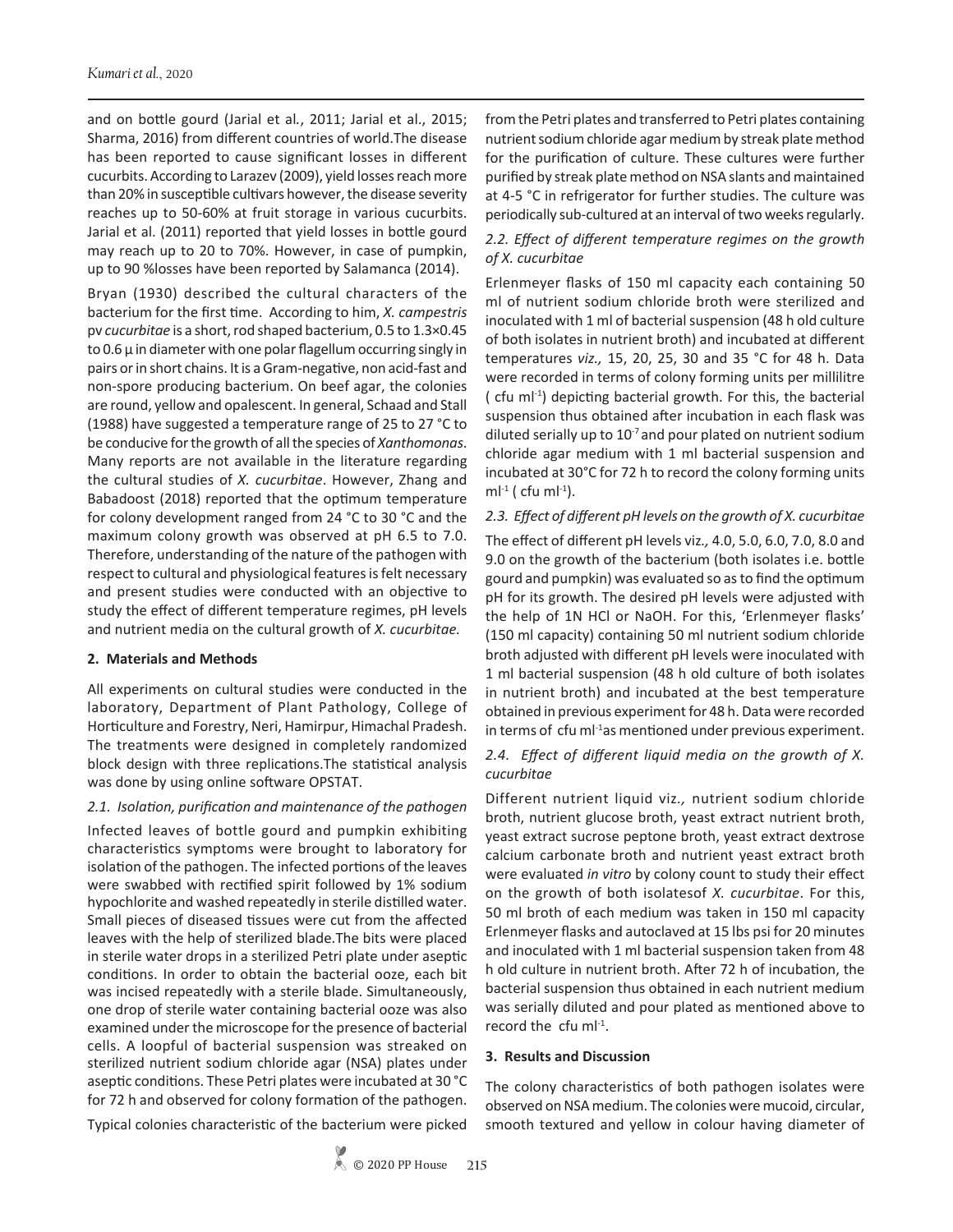and on bottle gourd (Jarial et al., 2011; Jarial et al., 2015; Sharma, 2016) from different countries of world.The disease has been reported to cause significant losses in different cucurbits. According to Larazev (2009), yield losses reach more than 20% in susceptible cultivars however, the disease severity reaches up to 50-60% at fruit storage in various cucurbits. Jarial et al. (2011) reported that yield losses in bottle gourd may reach up to 20 to 70%. However, in case of pumpkin, up to 90 %losses have been reported by Salamanca (2014).

Bryan (1930) described the cultural characters of the bacterium for the first time. According to him, *X. campestris* pv *cucurbitae* is a short, rod shaped bacterium, 0.5 to 1.3×0.45 to 0.6 µ in diameter with one polar flagellum occurring singly in pairs or in short chains. It is a Gram-negative, non acid-fast and non-spore producing bacterium. On beef agar, the colonies are round, yellow and opalescent. In general, Schaad and Stall (1988) have suggested a temperature range of 25 to 27 °C to be conducive for the growth of all the species of *Xanthomonas*. Many reports are not available in the literature regarding the cultural studies of *X. cucurbitae*. However, Zhang and Babadoost (2018) reported that the optimum temperature for colony development ranged from 24 °C to 30 °C and the maximum colony growth was observed at pH 6.5 to 7.0. Therefore, understanding of the nature of the pathogen with respect to cultural and physiological features is felt necessary and present studies were conducted with an objective to study the effect of different temperature regimes, pH levels and nutrient media on the cultural growth of *X. cucurbitae.*

## 2. Materials and Methods

All experiments on cultural studies were conducted in the laboratory, Department of Plant Pathology, College of Horticulture and Forestry, Neri, Hamirpur, Himachal Pradesh. The treatments were designed in completely randomized block design with three replications.The statistical analysis was done by using online software OPSTAT.

### *2.1. Isolation, purification and maintenance of the pathogen*

Infected leaves of bottle gourd and pumpkin exhibiting characteristics symptoms were brought to laboratory for isolation of the pathogen. The infected portions of the leaves were swabbed with rectified spirit followed by 1% sodium hypochlorite and washed repeatedly in sterile distilled water. Small pieces of diseased tissues were cut from the affected leaves with the help of sterilized blade.The bits were placed in sterile water drops in a sterilized Petri plate under aseptic conditions. In order to obtain the bacterial ooze, each bit was incised repeatedly with a sterile blade. Simultaneously, one drop of sterile water containing bacterial ooze was also examined under the microscope for the presence of bacterial cells. A loopful of bacterial suspension was streaked on sterilized nutrient sodium chloride agar (NSA) plates under aseptic conditions. These Petri plates were incubated at 30 °C for 72 h and observed for colony formation of the pathogen.

Typical colonies characteristic of the bacterium were picked from the Petri plates and transferred to Petri plates containing nutrient sodium chloride agar medium by streak plate method for the purification of culture. These cultures were further purified by streak plate method on NSA slants and maintained at 4-5 °C in refrigerator for further studies. The culture was periodically sub-cultured at an interval of two weeks regularly.

### *2.2. Effect of different temperature regimes on the growth of X. cucurbitae*

Erlenmeyer flasks of 150 ml capacity each containing 50 ml of nutrient sodium chloride broth were sterilized and inoculated with 1 ml of bacterial suspension (48 h old culture of both isolates in nutrient broth) and incubated at different temperatures *viz.,* 15, 20, 25, 30 and 35 °C for 48 h. Data were recorded in terms of colony forming units per millilitre ( cfu $ml^{-1}$) depicting bacterial growth. For this, the bacterial suspension thus obtained after incubation in each flask was diluted serially up to $10^{-7}$ and pour plated on nutrient sodium chloride agar medium with 1 ml bacterial suspension and incubated at 30°C for 72 h to record the colony forming units $ml^{-1}$ ( cfu $ml^{-1}$).

### *2.3. Effect of different pH levels on the growth of X. cucurbitae*

The effect of different pH levels viz*.,* 4.0, 5.0, 6.0, 7.0, 8.0 and 9.0 on the growth of the bacterium (both isolates i.e. bottle gourd and pumpkin) was evaluated so as to find the optimum pH for its growth. The desired pH levels were adjusted with the help of 1N HCl or NaOH. For this, 'Erlenmeyer flasks' (150 ml capacity) containing 50 ml nutrient sodium chloride broth adjusted with different pH levels were inoculated with 1 ml bacterial suspension (48 h old culture of both isolates in nutrient broth) and incubated at the best temperature obtained in previous experiment for 48 h. Data were recorded in terms of cfu $ml^{-1}$as mentioned under previous experiment.

### *2.4. Effect of different liquid media on the growth of X. cucurbitae*

Different nutrient liquid viz*.,* nutrient sodium chloride broth, nutrient glucose broth, yeast extract nutrient broth, yeast extract sucrose peptone broth, yeast extract dextrose calcium carbonate broth and nutrient yeast extract broth were evaluated *in vitro* by colony count to study their effect on the growth of both isolatesof *X. cucurbitae*. For this, 50 ml broth of each medium was taken in 150 ml capacity Erlenmeyer flasks and autoclaved at 15 lbs psi for 20 minutes and inoculated with 1 ml bacterial suspension taken from 48 h old culture in nutrient broth. After 72 h of incubation, the bacterial suspension thus obtained in each nutrient medium was serially diluted and pour plated as mentioned above to record the cfu $ml^{-1}$.

## 3. Results and Discussion

The colony characteristics of both pathogen isolates were observed on NSA medium. The colonies were mucoid, circular, smooth textured and yellow in colour having diameter of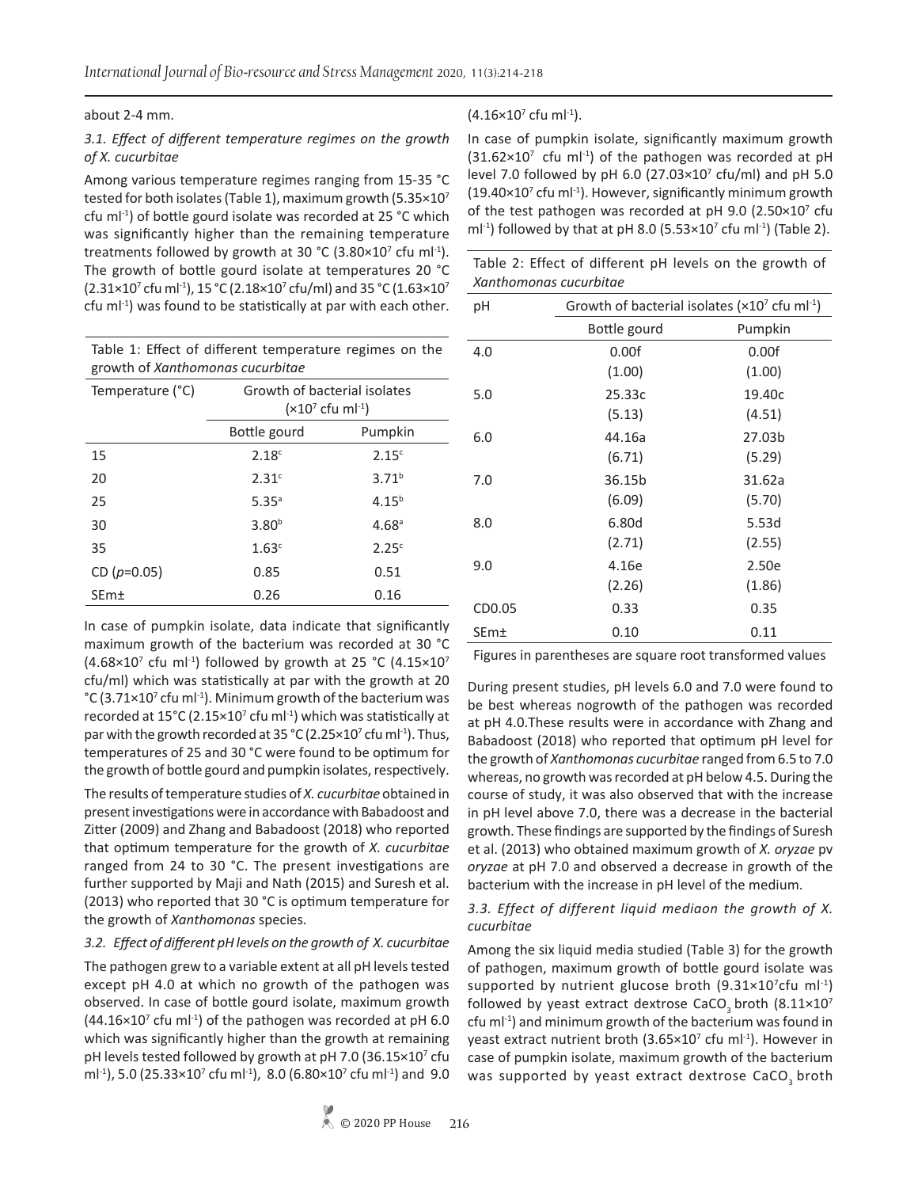about 2-4 mm.

### *3.1. Effect of different temperature regimes on the growth of X. cucurbitae*

Among various temperature regimes ranging from 15-35 °C tested for both isolates (Table 1), maximum growth ($5.35\times10^7$ cfu ml$^{-1}$) of bottle gourd isolate was recorded at 25 °C which was significantly higher than the remaining temperature treatments followed by growth at 30 °C ($3.80\times10^7$ cfu ml$^{-1}$). The growth of bottle gourd isolate at temperatures 20 °C ($2.31\times10^7$ cfu ml$^{-1}$), 15 °C ($2.18\times10^7$ cfu/ml) and 35 °C ($1.63\times10^7$ cfu ml$^{-1}$) was found to be statistically at par with each other.

Table 1: Effect of different temperature regimes on the growth of *Xanthomonas cucurbitae*

| Temperature (°C) | Growth of bacterial isolates ($\times10^7$ cfu ml$^{-1}$) | |
|---|---|---|
| | Bottle gourd | Pumpkin |
| 15 | 2.18$^c$ | 2.15$^c$ |
| 20 | 2.31$^c$ | 3.71$^b$ |
| 25 | 5.35$^a$ | 4.15$^b$ |
| 30 | 3.80$^b$ | 4.68$^a$ |
| 35 | 1.63$^c$ | 2.25$^c$ |
| CD ($p$=0.05) | 0.85 | 0.51 |
| SEm± | 0.26 | 0.16 |

In case of pumpkin isolate, data indicate that significantly maximum growth of the bacterium was recorded at 30 °C ($4.68\times10^7$ cfu ml$^{-1}$) followed by growth at 25 °C ($4.15\times10^7$ cfu/ml) which was statistically at par with the growth at 20 °C ($3.71\times10^7$ cfu ml$^{-1}$). Minimum growth of the bacterium was recorded at 15°C ($2.15\times10^7$ cfu ml$^{-1}$) which was statistically at par with the growth recorded at 35 °C ($2.25\times10^7$ cfu ml$^{-1}$). Thus, temperatures of 25 and 30 °C were found to be optimum for the growth of bottle gourd and pumpkin isolates, respectively.

The results of temperature studies of *X. cucurbitae* obtained in present investigations were in accordance with Babadoost and Zitter (2009) and Zhang and Babadoost (2018) who reported that optimum temperature for the growth of *X. cucurbitae* ranged from 24 to 30 °C. The present investigations are further supported by Maji and Nath (2015) and Suresh et al. (2013) who reported that 30 °C is optimum temperature for the growth of *Xanthomonas* species.

### *3.2. Effect of different pH levels on the growth of X. cucurbitae*

The pathogen grew to a variable extent at all pH levels tested except pH 4.0 at which no growth of the pathogen was observed. In case of bottle gourd isolate, maximum growth ($44.16\times10^7$ cfu ml$^{-1}$) of the pathogen was recorded at pH 6.0 which was significantly higher than the growth at remaining pH levels tested followed by growth at pH 7.0 ($36.15\times10^7$ cfu ml$^{-1}$), 5.0 ($25.33\times10^7$ cfu ml$^{-1}$), 8.0 ($6.80\times10^7$ cfu ml$^{-1}$) and 9.0 ($4.16\times10^7$ cfu ml$^{-1}$).

In case of pumpkin isolate, significantly maximum growth ($31.62\times10^7$ cfu ml$^{-1}$) of the pathogen was recorded at pH level 7.0 followed by pH 6.0 ($27.03\times10^7$ cfu/ml) and pH 5.0 ($19.40\times10^7$ cfu ml$^{-1}$). However, significantly minimum growth of the test pathogen was recorded at pH 9.0 ($2.50\times10^7$ cfu ml$^{-1}$) followed by that at pH 8.0 ($5.53\times10^7$ cfu ml$^{-1}$) (Table 2).

Table 2: Effect of different pH levels on the growth of *Xanthomonas cucurbitae*

| pH | Growth of bacterial isolates ($\times10^7$ cfu ml$^{-1}$) | |
|---|---|---|
| | Bottle gourd | Pumpkin |
| 4.0 | 0.00f (1.00) | 0.00f (1.00) |
| 5.0 | 25.33c (5.13) | 19.40c (4.51) |
| 6.0 | 44.16a (6.71) | 27.03b (5.29) |
| 7.0 | 36.15b (6.09) | 31.62a (5.70) |
| 8.0 | 6.80d (2.71) | 5.53d (2.55) |
| 9.0 | 4.16e (2.26) | 2.50e (1.86) |
| CD0.05 | 0.33 | 0.35 |
| SEm± | 0.10 | 0.11 |

Figures in parentheses are square root transformed values

During present studies, pH levels 6.0 and 7.0 were found to be best whereas nogrowth of the pathogen was recorded at pH 4.0.These results were in accordance with Zhang and Babadoost (2018) who reported that optimum pH level for the growth of *Xanthomonas cucurbitae* ranged from 6.5 to 7.0 whereas, no growth was recorded at pH below 4.5. During the course of study, it was also observed that with the increase in pH level above 7.0, there was a decrease in the bacterial growth. These findings are supported by the findings of Suresh et al. (2013) who obtained maximum growth of *X. oryzae* pv *oryzae* at pH 7.0 and observed a decrease in growth of the bacterium with the increase in pH level of the medium.

### *3.3. Effect of different liquid mediaon the growth of X. cucurbitae*

Among the six liquid media studied (Table 3) for the growth of pathogen, maximum growth of bottle gourd isolate was supported by nutrient glucose broth ($9.31\times10^7$cfu ml$^{-1}$) followed by yeast extract dextrose $CaCO_3$ broth ($8.11\times10^7$ cfu ml$^{-1}$) and minimum growth of the bacterium was found in yeast extract nutrient broth ($3.65\times10^7$ cfu ml$^{-1}$). However in case of pumpkin isolate, maximum growth of the bacterium was supported by yeast extract dextrose $CaCO_3$ broth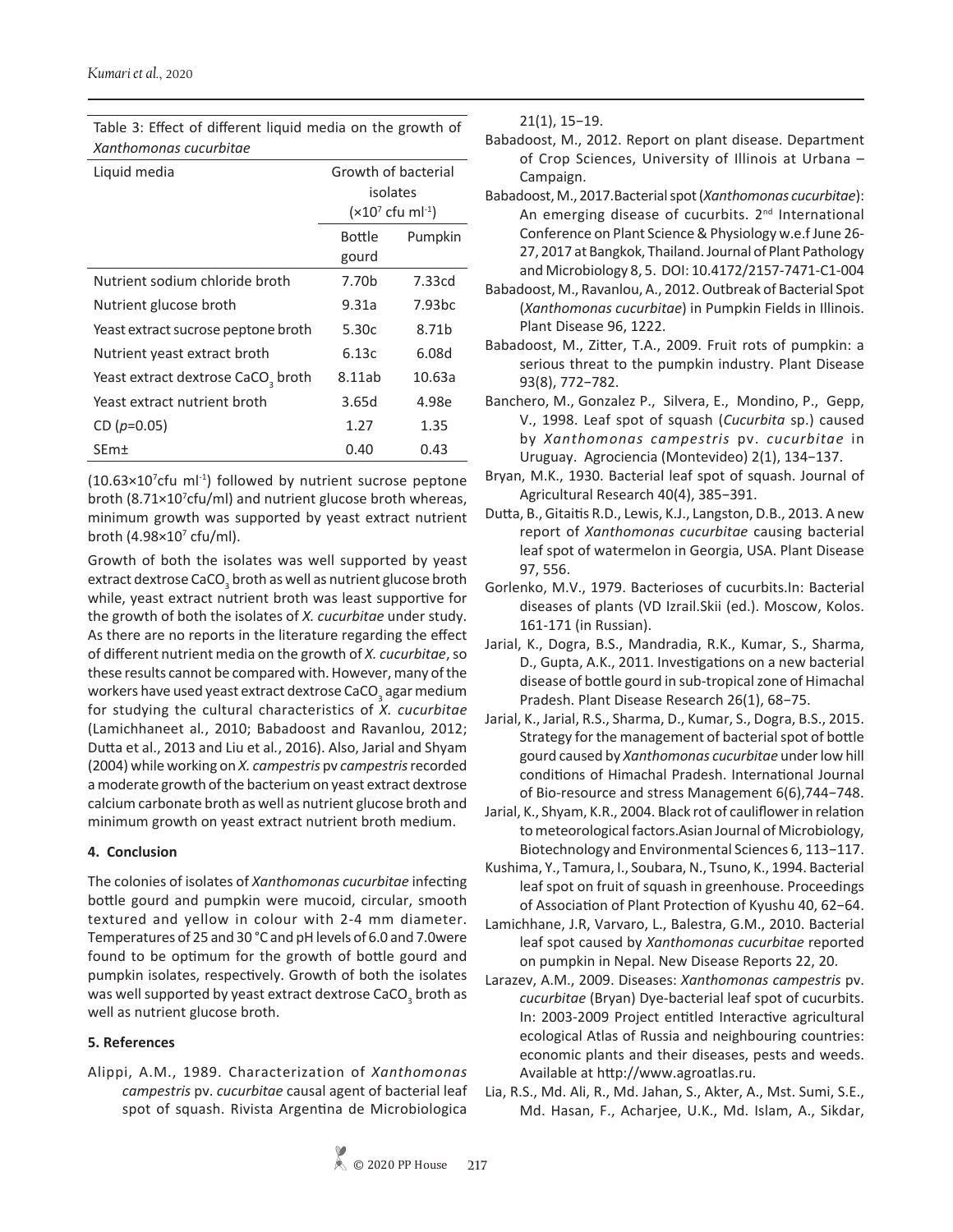Table 3: Effect of different liquid media on the growth of *Xanthomonas cucurbitae*

| Liquid media | Growth of bacterial isolates ($\times10^7$ cfu ml$^{-1}$) | |
|---|---|---|
| | Bottle gourd | Pumpkin |
| Nutrient sodium chloride broth | 7.70b | 7.33cd |
| Nutrient glucose broth | 9.31a | 7.93bc |
| Yeast extract sucrose peptone broth | 5.30c | 8.71b |
| Nutrient yeast extract broth | 6.13c | 6.08d |
| Yeast extract dextrose $CaCO_3$ broth | 8.11ab | 10.63a |
| Yeast extract nutrient broth | 3.65d | 4.98e |
| CD ($p$=0.05) | 1.27 | 1.35 |
| SEm± | 0.40 | 0.43 |

($10.63\times10^7$cfu ml$^{-1}$) followed by nutrient sucrose peptone broth ($8.71\times10^7$cfu/ml) and nutrient glucose broth whereas, minimum growth was supported by yeast extract nutrient broth ($4.98\times10^7$ cfu/ml).

Growth of both the isolates was well supported by yeast extract dextrose $CaCO_3$ broth as well as nutrient glucose broth while, yeast extract nutrient broth was least supportive for the growth of both the isolates of *X. cucurbitae* under study. As there are no reports in the literature regarding the effect of different nutrient media on the growth of *X. cucurbitae*, so these results cannot be compared with. However, many of the workers have used yeast extract dextrose $CaCO_3$ agar medium for studying the cultural characteristics of *X. cucurbitae* (Lamichhaneet al., 2010; Babadoost and Ravanlou, 2012; Dutta et al., 2013 and Liu et al., 2016). Also, Jarial and Shyam (2004) while working on *X. campestris* pv *campestris* recorded a moderate growth of the bacterium on yeast extract dextrose calcium carbonate broth as well as nutrient glucose broth and minimum growth on yeast extract nutrient broth medium.

## 4. Conclusion

The colonies of isolates of *Xanthomonas cucurbitae* infecting bottle gourd and pumpkin were mucoid, circular, smooth textured and yellow in colour with 2-4 mm diameter. Temperatures of 25 and 30 °C and pH levels of 6.0 and 7.0were found to be optimum for the growth of bottle gourd and pumpkin isolates, respectively. Growth of both the isolates was well supported by yeast extract dextrose $CaCO_3$ broth as well as nutrient glucose broth.

## 5. References

Alippi, A.M., 1989. Characterization of *Xanthomonas campestris* pv. *cucurbitae* causal agent of bacterial leaf spot of squash. Rivista Argentina de Microbiologica 21(1), 15−19.

Babadoost, M., 2012. Report on plant disease. Department of Crop Sciences, University of Illinois at Urbana – Campaign.

Babadoost, M., 2017.Bacterial spot (*Xanthomonas cucurbitae*): An emerging disease of cucurbits. 2nd International Conference on Plant Science & Physiology w.e.f June 26-27, 2017 at Bangkok, Thailand. Journal of Plant Pathology and Microbiology 8, 5. DOI: 10.4172/2157-7471-C1-004

Babadoost, M., Ravanlou, A., 2012. Outbreak of Bacterial Spot (*Xanthomonas cucurbitae*) in Pumpkin Fields in Illinois. Plant Disease 96, 1222.

Babadoost, M., Zitter, T.A., 2009. Fruit rots of pumpkin: a serious threat to the pumpkin industry. Plant Disease 93(8), 772−782.

Banchero, M., Gonzalez P., Silvera, E., Mondino, P., Gepp, V., 1998. Leaf spot of squash (*Cucurbita* sp.) caused by *Xanthomonas campestris* pv. *cucurbitae* in Uruguay. Agrociencia (Montevideo) 2(1), 134−137.

Bryan, M.K., 1930. Bacterial leaf spot of squash. Journal of Agricultural Research 40(4), 385−391.

Dutta, B., Gitaitis R.D., Lewis, K.J., Langston, D.B., 2013. A new report of *Xanthomonas cucurbitae* causing bacterial leaf spot of watermelon in Georgia, USA. Plant Disease 97, 556.

Gorlenko, M.V., 1979. Bacterioses of cucurbits.In: Bacterial diseases of plants (VD Izrail.Skii (ed.). Moscow, Kolos. 161-171 (in Russian).

Jarial, K., Dogra, B.S., Mandradia, R.K., Kumar, S., Sharma, D., Gupta, A.K., 2011. Investigations on a new bacterial disease of bottle gourd in sub-tropical zone of Himachal Pradesh. Plant Disease Research 26(1), 68−75.

Jarial, K., Jarial, R.S., Sharma, D., Kumar, S., Dogra, B.S., 2015. Strategy for the management of bacterial spot of bottle gourd caused by *Xanthomonas cucurbitae* under low hill conditions of Himachal Pradesh. International Journal of Bio-resource and stress Management 6(6),744−748.

Jarial, K., Shyam, K.R., 2004. Black rot of cauliflower in relation to meteorological factors.Asian Journal of Microbiology, Biotechnology and Environmental Sciences 6, 113−117.

Kushima, Y., Tamura, I., Soubara, N., Tsuno, K., 1994. Bacterial leaf spot on fruit of squash in greenhouse. Proceedings of Association of Plant Protection of Kyushu 40, 62−64.

Lamichhane, J.R, Varvaro, L., Balestra, G.M., 2010. Bacterial leaf spot caused by *Xanthomonas cucurbitae* reported on pumpkin in Nepal. New Disease Reports 22, 20.

Larazev, A.M., 2009. Diseases: *Xanthomonas campestris* pv. *cucurbitae* (Bryan) Dye-bacterial leaf spot of cucurbits. In: 2003-2009 Project entitled Interactive agricultural ecological Atlas of Russia and neighbouring countries: economic plants and their diseases, pests and weeds. Available at http://www.agroatlas.ru.

Lia, R.S., Md. Ali, R., Md. Jahan, S., Akter, A., Mst. Sumi, S.E., Md. Hasan, F., Acharjee, U.K., Md. Islam, A., Sikdar,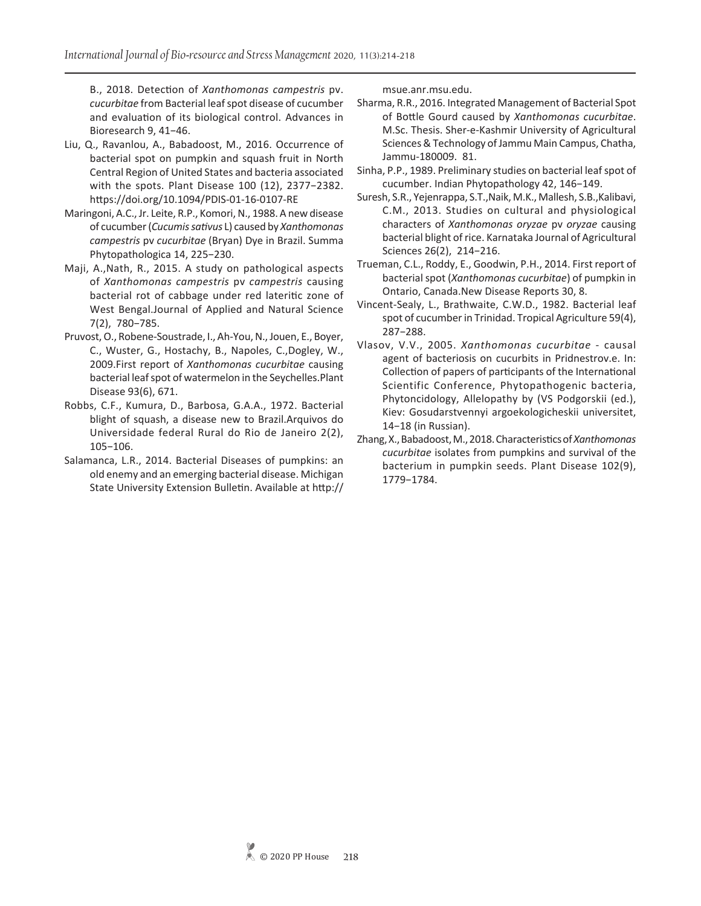B., 2018. Detection of *Xanthomonas campestris* pv. *cucurbitae* from Bacterial leaf spot disease of cucumber and evaluation of its biological control. Advances in Bioresearch 9, 41−46.

Liu, Q., Ravanlou, A., Babadoost, M., 2016. Occurrence of bacterial spot on pumpkin and squash fruit in North Central Region of United States and bacteria associated with the spots. Plant Disease 100 (12), 2377−2382. https://doi.org/10.1094/PDIS-01-16-0107-RE

Maringoni, A.C., Jr. Leite, R.P., Komori, N., 1988. A new disease of cucumber (*Cucumis sativus* L) caused by *Xanthomonas campestris* pv *cucurbitae* (Bryan) Dye in Brazil. Summa Phytopathologica 14, 225−230.

Maji, A.,Nath, R., 2015. A study on pathological aspects of *Xanthomonas campestris* pv *campestris* causing bacterial rot of cabbage under red lateritic zone of West Bengal.Journal of Applied and Natural Science 7(2), 780−785.

Pruvost, O., Robene-Soustrade, I., Ah-You, N., Jouen, E., Boyer, C., Wuster, G., Hostachy, B., Napoles, C.,Dogley, W., 2009.First report of *Xanthomonas cucurbitae* causing bacterial leaf spot of watermelon in the Seychelles.Plant Disease 93(6), 671.

Robbs, C.F., Kumura, D., Barbosa, G.A.A., 1972. Bacterial blight of squash, a disease new to Brazil.Arquivos do Universidade federal Rural do Rio de Janeiro 2(2), 105−106.

Salamanca, L.R., 2014. Bacterial Diseases of pumpkins: an old enemy and an emerging bacterial disease. Michigan State University Extension Bulletin. Available at http://msue.anr.msu.edu.

Sharma, R.R., 2016. Integrated Management of Bacterial Spot of Bottle Gourd caused by *Xanthomonas cucurbitae*. M.Sc. Thesis. Sher-e-Kashmir University of Agricultural Sciences & Technology of Jammu Main Campus, Chatha, Jammu-180009. 81.

Sinha, P.P., 1989. Preliminary studies on bacterial leaf spot of cucumber. Indian Phytopathology 42, 146−149.

Suresh, S.R., Yejenrappa, S.T.,Naik, M.K., Mallesh, S.B.,Kalibavi, C.M., 2013. Studies on cultural and physiological characters of *Xanthomonas oryzae* pv *oryzae* causing bacterial blight of rice. Karnataka Journal of Agricultural Sciences 26(2), 214−216.

Trueman, C.L., Roddy, E., Goodwin, P.H., 2014. First report of bacterial spot (*Xanthomonas cucurbitae*) of pumpkin in Ontario, Canada.New Disease Reports 30, 8.

Vincent-Sealy, L., Brathwaite, C.W.D., 1982. Bacterial leaf spot of cucumber in Trinidad. Tropical Agriculture 59(4), 287−288.

Vlasov, V.V., 2005. *Xanthomonas cucurbitae* - causal agent of bacteriosis on cucurbits in Pridnestrov.e. In: Collection of papers of participants of the International Scientific Conference, Phytopathogenic bacteria, Phytoncidology, Allelopathy by (VS Podgorskii (ed.), Kiev: Gosudarstvennyi argoekologicheskii universitet, 14−18 (in Russian).

Zhang, X., Babadoost, M., 2018. Characteristics of *Xanthomonas cucurbitae* isolates from pumpkins and survival of the bacterium in pumpkin seeds. Plant Disease 102(9), 1779−1784.